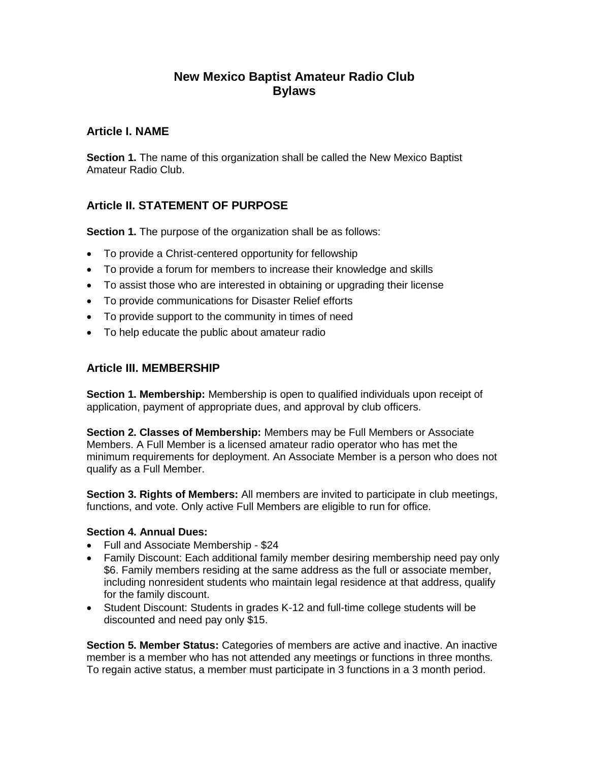# New Mexico Baptist Amateur Radio Club Bylaws

## Article I. NAME

**Section 1.** The name of this organization shall be called the New Mexico Baptist Amateur Radio Club.

## Article II. STATEMENT OF PURPOSE

**Section 1.** The purpose of the organization shall be as follows:

- To provide a Christ-centered opportunity for fellowship
- To provide a forum for members to increase their knowledge and skills
- To assist those who are interested in obtaining or upgrading their license
- To provide communications for Disaster Relief efforts
- To provide support to the community in times of need
- To help educate the public about amateur radio

## Article III. MEMBERSHIP

**Section 1. Membership:** Membership is open to qualified individuals upon receipt of application, payment of appropriate dues, and approval by club officers.

**Section 2. Classes of Membership:** Members may be Full Members or Associate Members. A Full Member is a licensed amateur radio operator who has met the minimum requirements for deployment. An Associate Member is a person who does not qualify as a Full Member.

**Section 3. Rights of Members:** All members are invited to participate in club meetings, functions, and vote. Only active Full Members are eligible to run for office.

**Section 4. Annual Dues:**

- Full and Associate Membership - $24
- Family Discount: Each additional family member desiring membership need pay only $6. Family members residing at the same address as the full or associate member, including nonresident students who maintain legal residence at that address, qualify for the family discount.
- Student Discount: Students in grades K-12 and full-time college students will be discounted and need pay only $15.

**Section 5. Member Status:** Categories of members are active and inactive. An inactive member is a member who has not attended any meetings or functions in three months. To regain active status, a member must participate in 3 functions in a 3 month period.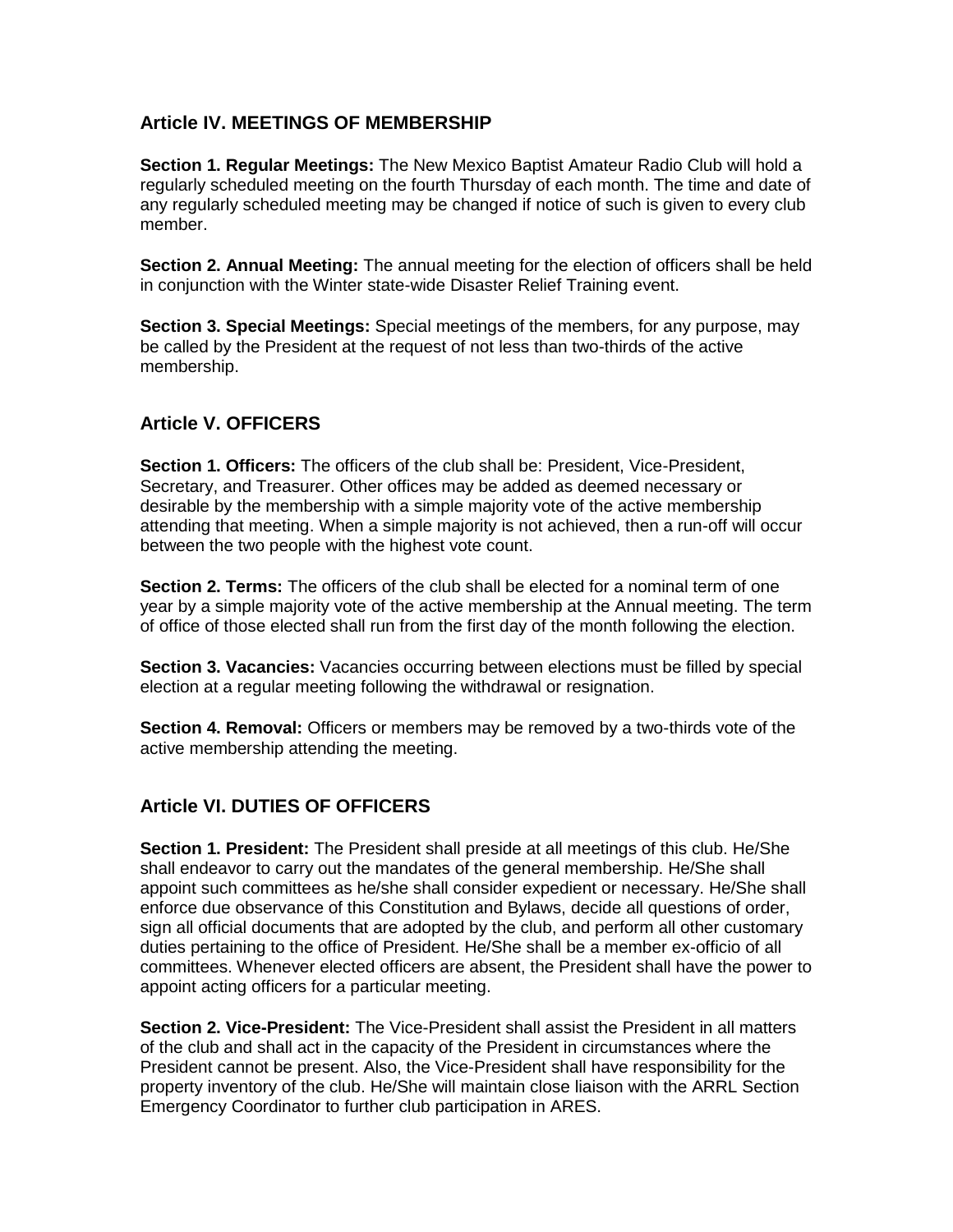## Article IV. MEETINGS OF MEMBERSHIP

**Section 1. Regular Meetings:** The New Mexico Baptist Amateur Radio Club will hold a regularly scheduled meeting on the fourth Thursday of each month. The time and date of any regularly scheduled meeting may be changed if notice of such is given to every club member.

**Section 2. Annual Meeting:** The annual meeting for the election of officers shall be held in conjunction with the Winter state-wide Disaster Relief Training event.

**Section 3. Special Meetings:** Special meetings of the members, for any purpose, may be called by the President at the request of not less than two-thirds of the active membership.

## Article V. OFFICERS

**Section 1. Officers:** The officers of the club shall be: President, Vice-President, Secretary, and Treasurer. Other offices may be added as deemed necessary or desirable by the membership with a simple majority vote of the active membership attending that meeting. When a simple majority is not achieved, then a run-off will occur between the two people with the highest vote count.

**Section 2. Terms:** The officers of the club shall be elected for a nominal term of one year by a simple majority vote of the active membership at the Annual meeting. The term of office of those elected shall run from the first day of the month following the election.

**Section 3. Vacancies:** Vacancies occurring between elections must be filled by special election at a regular meeting following the withdrawal or resignation.

**Section 4. Removal:** Officers or members may be removed by a two-thirds vote of the active membership attending the meeting.

## Article VI. DUTIES OF OFFICERS

**Section 1. President:** The President shall preside at all meetings of this club. He/She shall endeavor to carry out the mandates of the general membership. He/She shall appoint such committees as he/she shall consider expedient or necessary. He/She shall enforce due observance of this Constitution and Bylaws, decide all questions of order, sign all official documents that are adopted by the club, and perform all other customary duties pertaining to the office of President. He/She shall be a member ex-officio of all committees. Whenever elected officers are absent, the President shall have the power to appoint acting officers for a particular meeting.

**Section 2. Vice-President:** The Vice-President shall assist the President in all matters of the club and shall act in the capacity of the President in circumstances where the President cannot be present. Also, the Vice-President shall have responsibility for the property inventory of the club. He/She will maintain close liaison with the ARRL Section Emergency Coordinator to further club participation in ARES.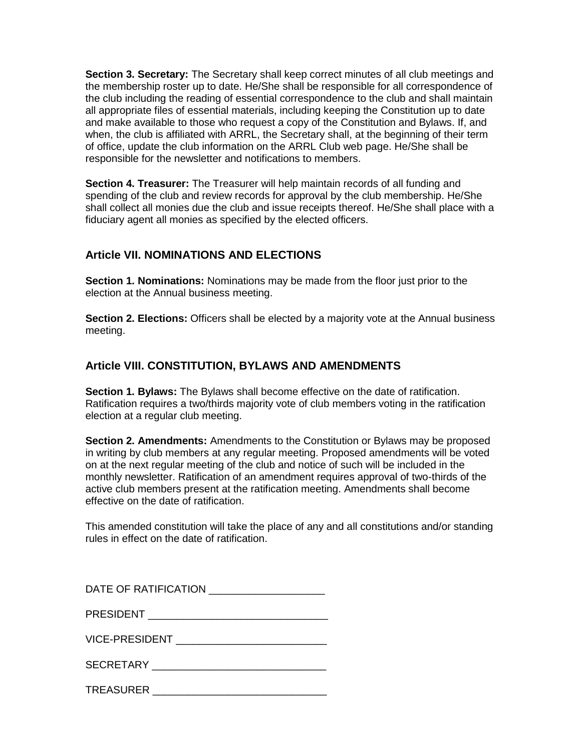**Section 3. Secretary:** The Secretary shall keep correct minutes of all club meetings and the membership roster up to date. He/She shall be responsible for all correspondence of the club including the reading of essential correspondence to the club and shall maintain all appropriate files of essential materials, including keeping the Constitution up to date and make available to those who request a copy of the Constitution and Bylaws. If, and when, the club is affiliated with ARRL, the Secretary shall, at the beginning of their term of office, update the club information on the ARRL Club web page. He/She shall be responsible for the newsletter and notifications to members.

**Section 4. Treasurer:** The Treasurer will help maintain records of all funding and spending of the club and review records for approval by the club membership. He/She shall collect all monies due the club and issue receipts thereof. He/She shall place with a fiduciary agent all monies as specified by the elected officers.

## Article VII. NOMINATIONS AND ELECTIONS

**Section 1. Nominations:** Nominations may be made from the floor just prior to the election at the Annual business meeting.

**Section 2. Elections:** Officers shall be elected by a majority vote at the Annual business meeting.

## Article VIII. CONSTITUTION, BYLAWS AND AMENDMENTS

**Section 1. Bylaws:** The Bylaws shall become effective on the date of ratification. Ratification requires a two/thirds majority vote of club members voting in the ratification election at a regular club meeting.

**Section 2. Amendments:** Amendments to the Constitution or Bylaws may be proposed in writing by club members at any regular meeting. Proposed amendments will be voted on at the next regular meeting of the club and notice of such will be included in the monthly newsletter. Ratification of an amendment requires approval of two-thirds of the active club members present at the ratification meeting. Amendments shall become effective on the date of ratification.

This amended constitution will take the place of any and all constitutions and/or standing rules in effect on the date of ratification.

DATE OF RATIFICATION ____________________

PRESIDENT _______________________________

VICE-PRESIDENT __________________________

SECRETARY ______________________________

TREASURER ______________________________